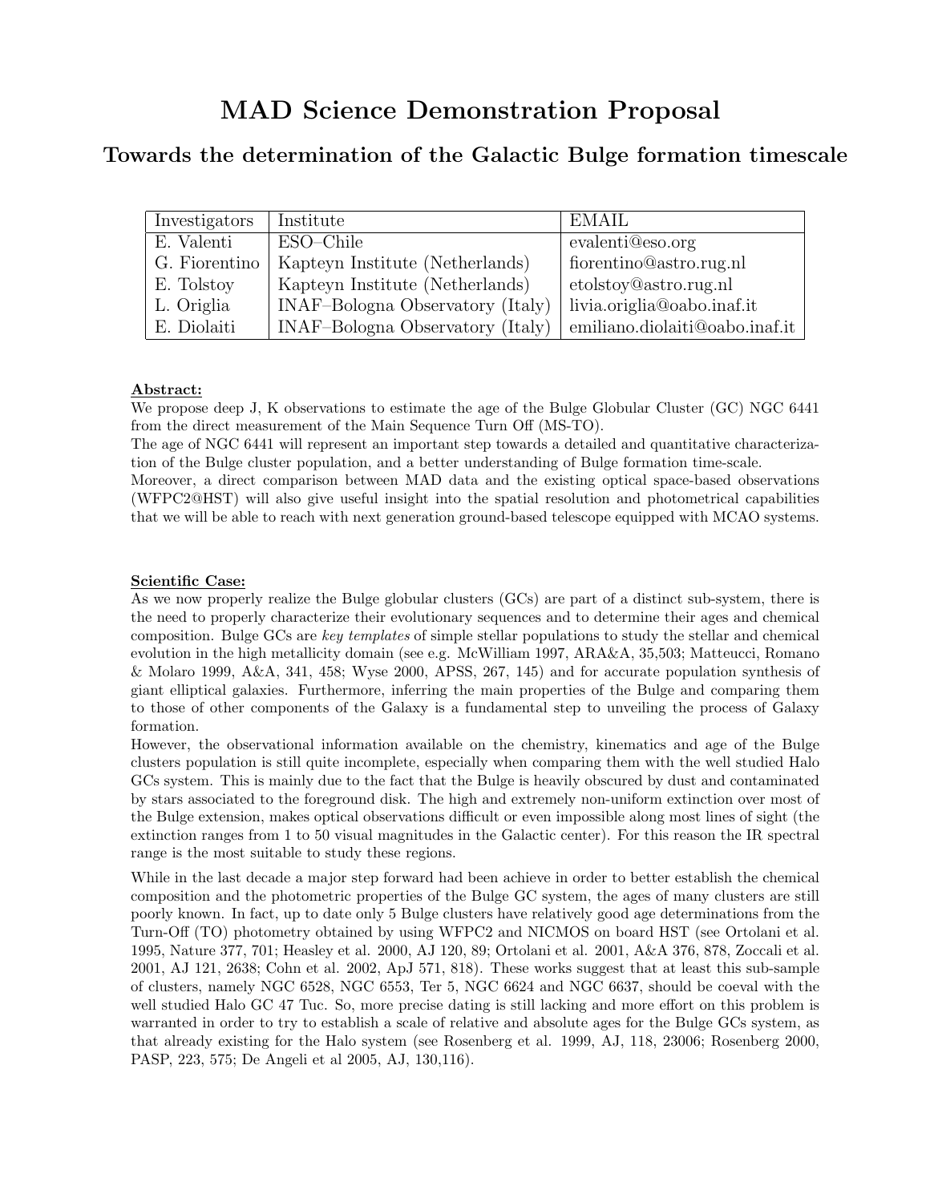# MAD Science Demonstration Proposal

## Towards the determination of the Galactic Bulge formation timescale

| Investigators | Institute | EMAIL |
|---|---|---|
| E. Valenti | ESO–Chile | evalenti@eso.org |
| G. Fiorentino | Kapteyn Institute (Netherlands) | fiorentino@astro.rug.nl |
| E. Tolstoy | Kapteyn Institute (Netherlands) | etolstoy@astro.rug.nl |
| L. Origlia | INAF–Bologna Observatory (Italy) | livia.origlia@oabo.inaf.it |
| E. Diolaiti | INAF–Bologna Observatory (Italy) | emiliano.diolaiti@oabo.inaf.it |

**Abstract:**

We propose deep J, K observations to estimate the age of the Bulge Globular Cluster (GC) NGC 6441 from the direct measurement of the Main Sequence Turn Off (MS-TO).

The age of NGC 6441 will represent an important step towards a detailed and quantitative characterization of the Bulge cluster population, and a better understanding of Bulge formation time-scale.

Moreover, a direct comparison between MAD data and the existing optical space-based observations (WFPC2@HST) will also give useful insight into the spatial resolution and photometrical capabilities that we will be able to reach with next generation ground-based telescope equipped with MCAO systems.

**Scientific Case:**

As we now properly realize the Bulge globular clusters (GCs) are part of a distinct sub-system, there is the need to properly characterize their evolutionary sequences and to determine their ages and chemical composition. Bulge GCs are *key templates* of simple stellar populations to study the stellar and chemical evolution in the high metallicity domain (see e.g. McWilliam 1997, ARA&A, 35,503; Matteucci, Romano & Molaro 1999, A&A, 341, 458; Wyse 2000, APSS, 267, 145) and for accurate population synthesis of giant elliptical galaxies. Furthermore, inferring the main properties of the Bulge and comparing them to those of other components of the Galaxy is a fundamental step to unveiling the process of Galaxy formation.

However, the observational information available on the chemistry, kinematics and age of the Bulge clusters population is still quite incomplete, especially when comparing them with the well studied Halo GCs system. This is mainly due to the fact that the Bulge is heavily obscured by dust and contaminated by stars associated to the foreground disk. The high and extremely non-uniform extinction over most of the Bulge extension, makes optical observations difficult or even impossible along most lines of sight (the extinction ranges from 1 to 50 visual magnitudes in the Galactic center). For this reason the IR spectral range is the most suitable to study these regions.

While in the last decade a major step forward had been achieve in order to better establish the chemical composition and the photometric properties of the Bulge GC system, the ages of many clusters are still poorly known. In fact, up to date only 5 Bulge clusters have relatively good age determinations from the Turn-Off (TO) photometry obtained by using WFPC2 and NICMOS on board HST (see Ortolani et al. 1995, Nature 377, 701; Heasley et al. 2000, AJ 120, 89; Ortolani et al. 2001, A&A 376, 878, Zoccali et al. 2001, AJ 121, 2638; Cohn et al. 2002, ApJ 571, 818). These works suggest that at least this sub-sample of clusters, namely NGC 6528, NGC 6553, Ter 5, NGC 6624 and NGC 6637, should be coeval with the well studied Halo GC 47 Tuc. So, more precise dating is still lacking and more effort on this problem is warranted in order to try to establish a scale of relative and absolute ages for the Bulge GCs system, as that already existing for the Halo system (see Rosenberg et al. 1999, AJ, 118, 23006; Rosenberg 2000, PASP, 223, 575; De Angeli et al 2005, AJ, 130,116).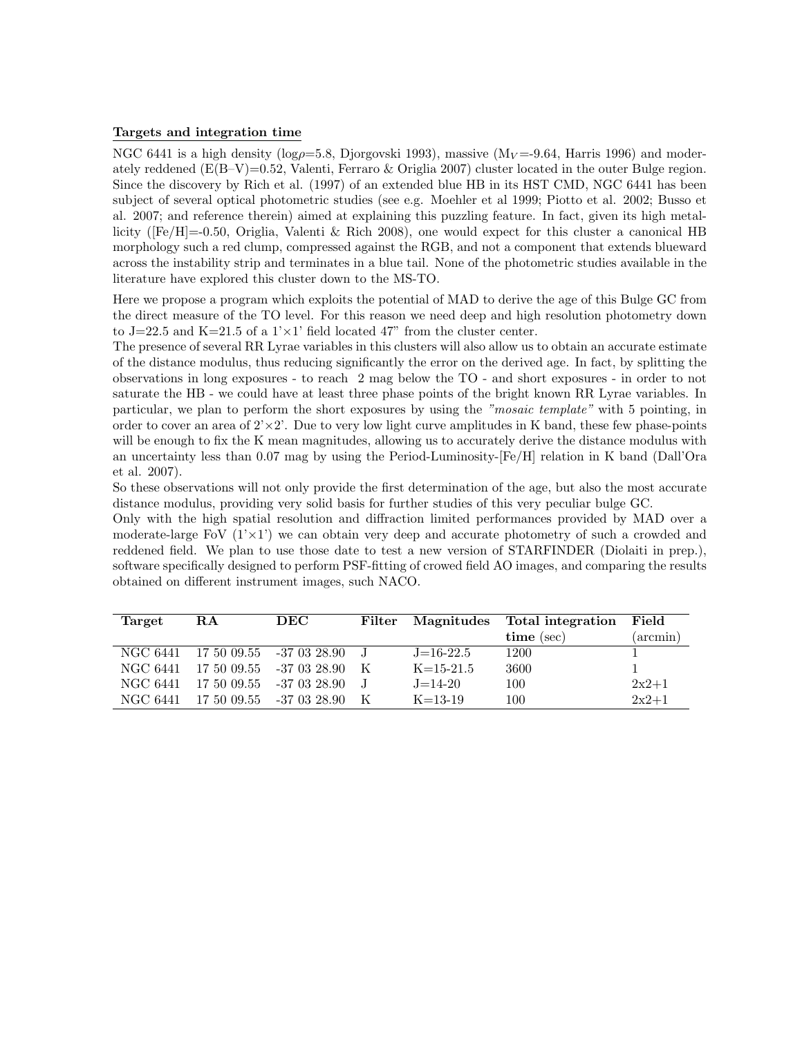**Targets and integration time**

NGC 6441 is a high density (log$\rho$=5.8, Djorgovski 1993), massive ($M_V$=-9.64, Harris 1996) and moderately reddened (E(B–V)=0.52, Valenti, Ferraro & Origlia 2007) cluster located in the outer Bulge region. Since the discovery by Rich et al. (1997) of an extended blue HB in its HST CMD, NGC 6441 has been subject of several optical photometric studies (see e.g. Moehler et al 1999; Piotto et al. 2002; Busso et al. 2007; and reference therein) aimed at explaining this puzzling feature. In fact, given its high metallicity ([Fe/H]=-0.50, Origlia, Valenti & Rich 2008), one would expect for this cluster a canonical HB morphology such a red clump, compressed against the RGB, and not a component that extends blueward across the instability strip and terminates in a blue tail. None of the photometric studies available in the literature have explored this cluster down to the MS-TO.

Here we propose a program which exploits the potential of MAD to derive the age of this Bulge GC from the direct measure of the TO level. For this reason we need deep and high resolution photometry down to J=22.5 and K=21.5 of a 1'×1' field located 47" from the cluster center.
The presence of several RR Lyrae variables in this clusters will also allow us to obtain an accurate estimate of the distance modulus, thus reducing significantly the error on the derived age. In fact, by splitting the observations in long exposures - to reach 2 mag below the TO - and short exposures - in order to not saturate the HB - we could have at least three phase points of the bright known RR Lyrae variables. In particular, we plan to perform the short exposures by using the *"mosaic template"* with 5 pointing, in order to cover an area of 2'×2'. Due to very low light curve amplitudes in K band, these few phase-points will be enough to fix the K mean magnitudes, allowing us to accurately derive the distance modulus with an uncertainty less than 0.07 mag by using the Period-Luminosity-[Fe/H] relation in K band (Dall'Ora et al. 2007).
So these observations will not only provide the first determination of the age, but also the most accurate distance modulus, providing very solid basis for further studies of this very peculiar bulge GC.
Only with the high spatial resolution and diffraction limited performances provided by MAD over a moderate-large FoV (1'×1') we can obtain very deep and accurate photometry of such a crowded and reddened field. We plan to use those date to test a new version of STARFINDER (Diolaiti in prep.), software specifically designed to perform PSF-fitting of crowed field AO images, and comparing the results obtained on different instrument images, such NACO.

| **Target** | **RA** | **DEC** | **Filter** | **Magnitudes** | **Total integration time** (sec) | **Field** (arcmin) |
|---|---|---|---|---|---|---|
| NGC 6441 | 17 50 09.55 | -37 03 28.90 | J | J=16-22.5 | 1200 | 1 |
| NGC 6441 | 17 50 09.55 | -37 03 28.90 | K | K=15-21.5 | 3600 | 1 |
| NGC 6441 | 17 50 09.55 | -37 03 28.90 | J | J=14-20 | 100 | 2x2+1 |
| NGC 6441 | 17 50 09.55 | -37 03 28.90 | K | K=13-19 | 100 | 2x2+1 |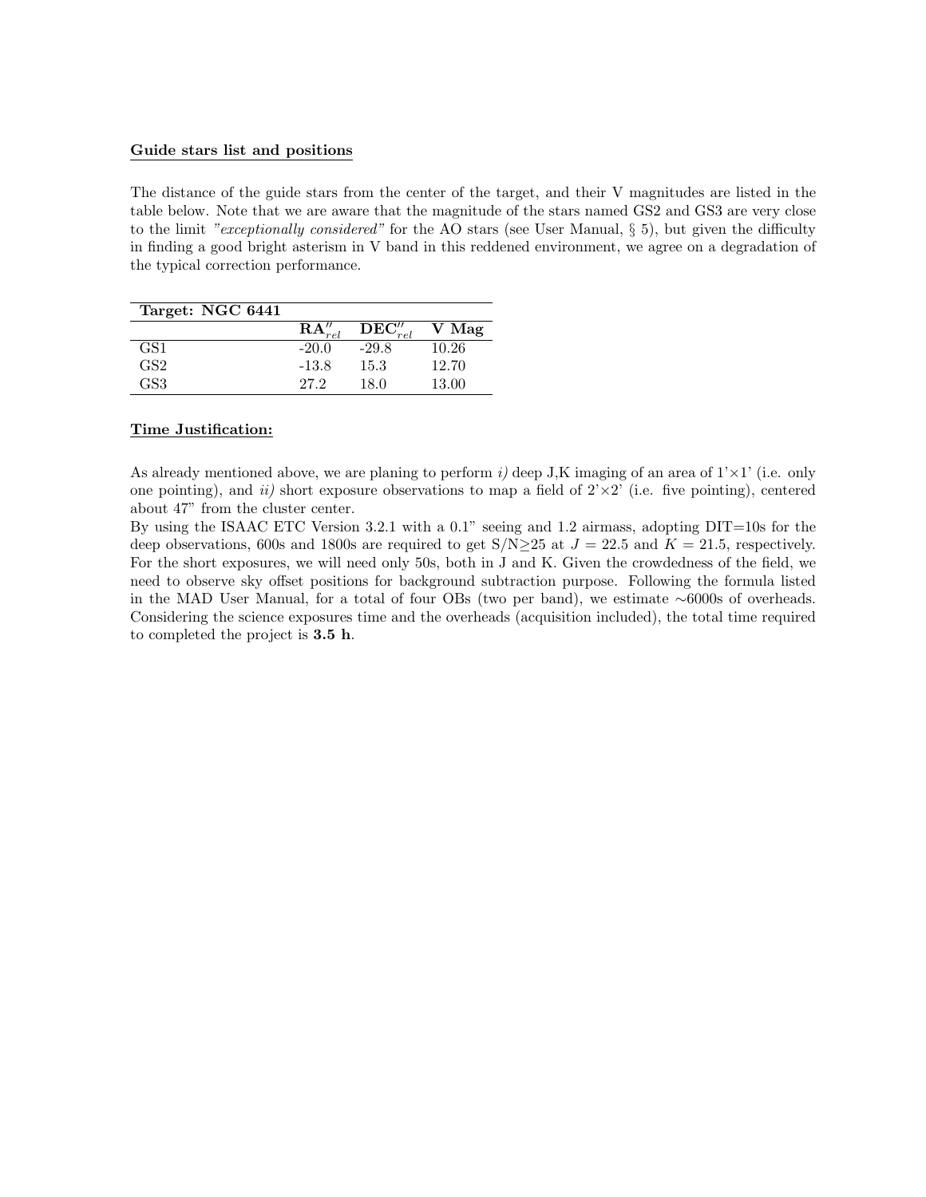**Guide stars list and positions**

The distance of the guide stars from the center of the target, and their V magnitudes are listed in the table below. Note that we are aware that the magnitude of the stars named GS2 and GS3 are very close to the limit *"exceptionally considered"* for the AO stars (see User Manual, § 5), but given the difficulty in finding a good bright asterism in V band in this reddened environment, we agree on a degradation of the typical correction performance.

| **Target: NGC 6441** | | | |
|---|---|---|---|
| | $\mathbf{RA}''_{rel}$ | $\mathbf{DEC}''_{rel}$ | **V Mag** |
| GS1 | -20.0 | -29.8 | 10.26 |
| GS2 | -13.8 | 15.3 | 12.70 |
| GS3 | 27.2 | 18.0 | 13.00 |

**Time Justification:**

As already mentioned above, we are planing to perform *i)* deep J,K imaging of an area of 1'×1' (i.e. only one pointing), and *ii)* short exposure observations to map a field of 2'×2' (i.e. five pointing), centered about 47" from the cluster center.

By using the ISAAC ETC Version 3.2.1 with a 0.1" seeing and 1.2 airmass, adopting DIT=10s for the deep observations, 600s and 1800s are required to get S/N≥25 at $J = 22.5$ and $K = 21.5$, respectively. For the short exposures, we will need only 50s, both in J and K. Given the crowdedness of the field, we need to observe sky offset positions for background subtraction purpose. Following the formula listed in the MAD User Manual, for a total of four OBs (two per band), we estimate ∼6000s of overheads. Considering the science exposures time and the overheads (acquisition included), the total time required to completed the project is **3.5 h**.